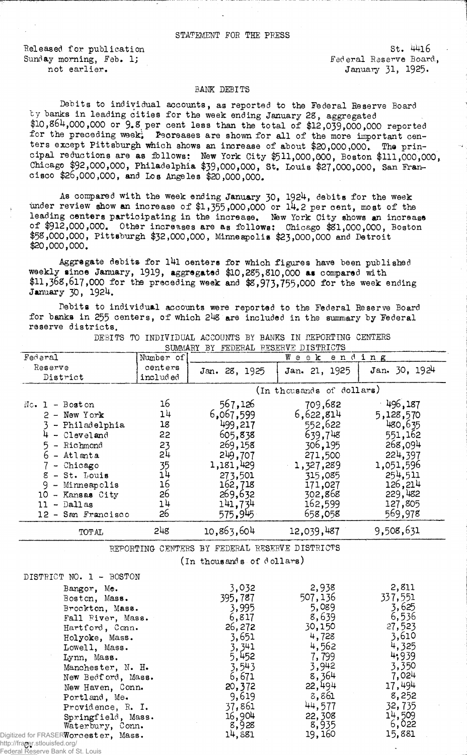STATEMENT FOR THE PRESS

Released for publication
Sunday morning, Feb. 1;
not earlier.

St. 4416
Federal Reserve Board,
January 31, 1925.

## BANK DEBITS

Debits to individual accounts, as reported to the Federal Reserve Board by banks in leading cities for the week ending January 28, aggregated $10,864,000,000 or 9.8 per cent less than the total of $12,039,000,000 reported for the preceding week. Decreases are shown for all of the more important centers except Pittsburgh which shows an increase of about $20,000,000. The principal reductions are as follows: New York City $511,000,000, Boston $111,000,000, Chicago $92,000,000, Philadelphia $39,000,000, St. Louis $27,000,000, San Francisco $26,000,000, and Los Angeles $20,000,000.

As compared with the week ending January 30, 1924, debits for the week under review show an increase of $1,355,000,000 or 14.2 per cent, most of the leading centers participating in the increase. New York City shows an increase of $912,000,000. Other increases are as follows: Chicago $81,000,000, Boston $58,000,000, Pittsburgh $32,000,000, Minneapolis $23,000,000 and Detroit $20,000,000.

Aggregate debits for 141 centers for which figures have been published weekly since January, 1919, aggregated $10,285,810,000 as compared with $11,368,617,000 for the preceding week and $8,973,755,000 for the week ending January 30, 1924.

Debits to individual accounts were reported to the Federal Reserve Board for banks in 255 centers, of which 248 are included in the summary by Federal reserve districts.

DEBITS TO INDIVIDUAL ACCOUNTS BY BANKS IN REPORTING CENTERS
SUMMARY BY FEDERAL RESERVE DISTRICTS

| Federal Reserve District | Number of centers included | Week ending Jan. 28, 1925 | Jan. 21, 1925 | Jan. 30, 1924 |
|---|---|---|---|---|
| | | (In thousands of dollars) | | |
| No. 1 - Boston | 16 | 567,126 | 709,682 | 496,187 |
| 2 - New York | 14 | 6,067,599 | 6,622,814 | 5,128,570 |
| 3 - Philadelphia | 18 | 499,217 | 552,622 | 480,635 |
| 4 - Cleveland | 22 | 605,838 | 639,748 | 551,162 |
| 5 - Richmond | 23 | 269,158 | 306,195 | 268,094 |
| 6 - Atlanta | 24 | 249,707 | 271,500 | 224,397 |
| 7 - Chicago | 35 | 1,181,429 | 1,327,289 | 1,051,596 |
| 8 - St. Louis | 14 | 273,501 | 315,085 | 254,511 |
| 9 - Minneapolis | 16 | 162,718 | 171,027 | 126,214 |
| 10 - Kansas City | 26 | 269,632 | 302,868 | 229,482 |
| 11 - Dallas | 14 | 141,734 | 162,599 | 127,805 |
| 12 - San Francisco | 26 | 575,945 | 658,058 | 569,978 |
| TOTAL | 248 | 10,863,604 | 12,039,487 | 9,508,631 |

REPORTING CENTERS BY FEDERAL RESERVE DISTRICTS
(In thousands of dollars)

| DISTRICT NO. 1 - BOSTON | Jan. 28, 1925 | Jan. 21, 1925 | Jan. 30, 1924 |
|---|---|---|---|
| Bangor, Me. | 3,032 | 2,938 | 2,811 |
| Boston, Mass. | 395,787 | 507,136 | 337,551 |
| Brockton, Mass. | 3,995 | 5,089 | 3,625 |
| Fall River, Mass. | 6,817 | 8,639 | 6,536 |
| Hartford, Conn. | 26,272 | 30,150 | 27,523 |
| Holyoke, Mass. | 3,651 | 4,728 | 3,610 |
| Lowell, Mass. | 3,341 | 4,562 | 4,325 |
| Lynn, Mass. | 5,452 | 7,799 | 4,939 |
| Manchester, N. H. | 3,543 | 3,942 | 3,350 |
| New Bedford, Mass. | 6,671 | 8,364 | 7,024 |
| New Haven, Conn. | 20,372 | 22,494 | 17,494 |
| Portland, Me. | 9,619 | 8,861 | 8,252 |
| Providence, R. I. | 37,861 | 44,577 | 32,735 |
| Springfield, Mass. | 16,904 | 22,308 | 14,509 |
| Waterbury, Conn. | 8,928 | 8,935 | 6,022 |
| Worcester, Mass. | 14,881 | 19,160 | 15,881 |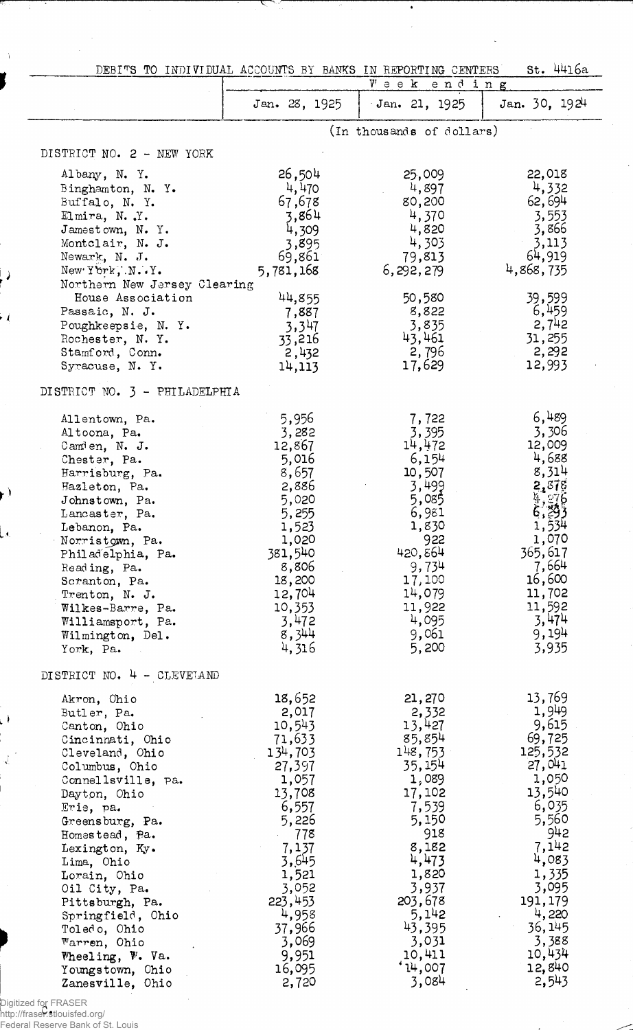DEBITS TO INDIVIDUAL ACCOUNTS BY BANKS IN REPORTING CENTERS St. 4416a

| | Week ending | | |
|---|---|---|---|
| | Jan. 28, 1925 | Jan. 21, 1925 | Jan. 30, 1924 |
| | (In thousands of dollars) | | |
| **DISTRICT NO. 2 - NEW YORK** | | | |
| Albany, N. Y. | 26,504 | 25,009 | 22,018 |
| Binghamton, N. Y. | 4,470 | 4,897 | 4,332 |
| Buffalo, N. Y. | 67,678 | 80,200 | 62,694 |
| Elmira, N. Y. | 3,864 | 4,370 | 3,553 |
| Jamestown, N. Y. | 4,309 | 4,820 | 3,866 |
| Montclair, N. J. | 3,895 | 4,303 | 3,113 |
| Newark, N. J. | 69,861 | 79,813 | 64,919 |
| New York, N. Y. | 5,781,168 | 6,292,279 | 4,868,735 |
| Northern New Jersey Clearing House Association | 44,855 | 50,580 | 39,599 |
| Passaic, N. J. | 7,887 | 8,822 | 6,459 |
| Poughkeepsie, N. Y. | 3,347 | 3,835 | 2,742 |
| Rochester, N. Y. | 33,216 | 43,461 | 31,255 |
| Stamford, Conn. | 2,432 | 2,796 | 2,292 |
| Syracuse, N. Y. | 14,113 | 17,629 | 12,993 |
| **DISTRICT NO. 3 - PHILADELPHIA** | | | |
| Allentown, Pa. | 5,956 | 7,722 | 6,489 |
| Altoona, Pa. | 3,282 | 3,395 | 3,306 |
| Camden, N. J. | 12,867 | 14,472 | 12,009 |
| Chester, Pa. | 5,016 | 6,154 | 4,688 |
| Harrisburg, Pa. | 8,657 | 10,507 | 8,314 |
| Hazleton, Pa. | 2,886 | 3,499 | 2,878 |
| Johnstown, Pa. | 5,020 | 5,085 | 4,276 |
| Lancaster, Pa. | 5,255 | 6,981 | 6,293 |
| Lebanon, Pa. | 1,523 | 1,830 | 1,534 |
| Norristown, Pa. | 1,020 | 922 | 1,070 |
| Philadelphia, Pa. | 381,540 | 420,864 | 365,617 |
| Reading, Pa. | 8,806 | 9,734 | 7,664 |
| Scranton, Pa. | 18,200 | 17,100 | 16,600 |
| Trenton, N. J. | 12,704 | 14,079 | 11,702 |
| Wilkes-Barre, Pa. | 10,353 | 11,922 | 11,592 |
| Williamsport, Pa. | 3,472 | 4,095 | 3,474 |
| Wilmington, Del. | 8,344 | 9,061 | 9,194 |
| York, Pa. | 4,316 | 5,200 | 3,935 |
| **DISTRICT NO. 4 - CLEVELAND** | | | |
| Akron, Ohio | 18,652 | 21,270 | 13,769 |
| Butler, Pa. | 2,017 | 2,332 | 1,949 |
| Canton, Ohio | 10,543 | 13,427 | 9,615 |
| Cincinnati, Ohio | 71,633 | 85,854 | 69,725 |
| Cleveland, Ohio | 134,703 | 148,753 | 125,532 |
| Columbus, Ohio | 27,397 | 35,154 | 27,041 |
| Connellsville, Pa. | 1,057 | 1,089 | 1,050 |
| Dayton, Ohio | 13,708 | 17,102 | 13,540 |
| Erie, Pa. | 6,557 | 7,539 | 6,035 |
| Greensburg, Pa. | 5,226 | 5,150 | 5,560 |
| Homestead, Pa. | 778 | 918 | 942 |
| Lexington, Ky. | 7,137 | 8,182 | 7,142 |
| Lima, Ohio | 3,645 | 4,473 | 4,083 |
| Lorain, Ohio | 1,521 | 1,820 | 1,335 |
| Oil City, Pa. | 3,052 | 3,937 | 3,095 |
| Pittsburgh, Pa. | 223,453 | 203,678 | 191,179 |
| Springfield, Ohio | 4,958 | 5,142 | 4,220 |
| Toledo, Ohio | 37,966 | 43,395 | 36,145 |
| Warren, Ohio | 3,069 | 3,031 | 3,388 |
| Wheeling, W. Va. | 9,951 | 10,411 | 10,434 |
| Youngstown, Ohio | 16,095 | 14,007 | 12,840 |
| Zanesville, Ohio | 2,720 | 3,084 | 2,543 |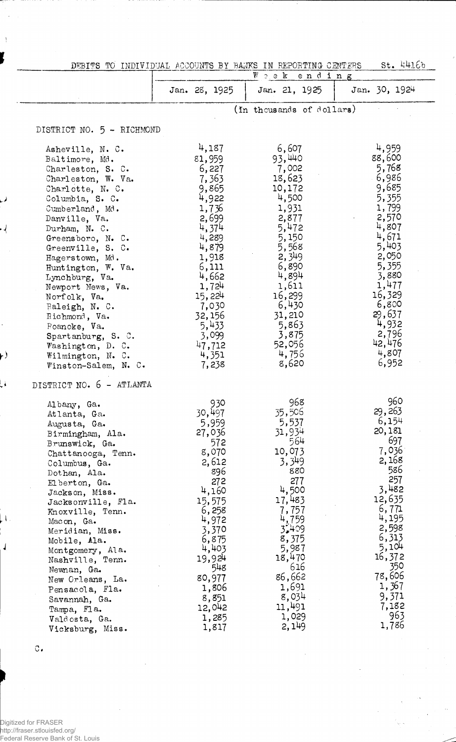DEBITS TO INDIVIDUAL ACCOUNTS BY BANKS IN REPORTING CENTERS St. 4416b

| | Week ending | | |
|---|---|---|---|
| | Jan. 28, 1925 | Jan. 21, 1925 | Jan. 30, 1924 |
| | (In thousands of dollars) | | |
| **DISTRICT NO. 5 - RICHMOND** | | | |
| Asheville, N. C. | 4,187 | 6,607 | 4,959 |
| Baltimore, Md. | 81,959 | 93,440 | 88,600 |
| Charleston, S. C. | 6,227 | 7,002 | 5,768 |
| Charleston, W. Va. | 7,363 | 18,623 | 6,986 |
| Charlotte, N. C. | 9,865 | 10,172 | 9,685 |
| Columbia, S. C. | 4,922 | 4,500 | 5,355 |
| Cumberland, Md. | 1,736 | 1,931 | 1,799 |
| Danville, Va. | 2,699 | 2,877 | 2,570 |
| Durham, N. C. | 4,374 | 5,472 | 4,807 |
| Greensboro, N. C. | 4,289 | 5,150 | 4,671 |
| Greenville, S. C. | 4,879 | 5,568 | 5,403 |
| Hagerstown, Md. | 1,918 | 2,349 | 2,050 |
| Huntington, W. Va. | 6,111 | 6,890 | 5,355 |
| Lynchburg, Va. | 4,662 | 4,894 | 3,880 |
| Newport News, Va. | 1,724 | 1,611 | 1,477 |
| Norfolk, Va. | 15,224 | 16,299 | 16,329 |
| Raleigh, N. C. | 7,030 | 6,430 | 6,800 |
| Richmond, Va. | 32,156 | 31,210 | 29,637 |
| Roanoke, Va. | 5,433 | 5,863 | 4,932 |
| Spartanburg, S. C. | 3,099 | 3,875 | 2,796 |
| Washington, D. C. | 47,712 | 52,056 | 42,476 |
| Wilmington, N. C. | 4,351 | 4,756 | 4,807 |
| Winston-Salem, N. C. | 7,238 | 8,620 | 6,952 |
| **DISTRICT NO. 6 - ATLANTA** | | | |
| Albany, Ga. | 930 | 968 | 960 |
| Atlanta, Ga. | 30,497 | 35,506 | 29,263 |
| Augusta, Ga. | 5,959 | 5,537 | 6,154 |
| Birmingham, Ala. | 27,036 | 31,934 | 20,181 |
| Brunswick, Ga. | 572 | 564 | 697 |
| Chattanooga, Tenn. | 8,070 | 10,073 | 7,036 |
| Columbus, Ga. | 2,612 | 3,349 | 2,168 |
| Dothan, Ala. | 896 | 880 | 586 |
| Elberton, Ga. | 272 | 277 | 257 |
| Jackson, Miss. | 4,160 | 4,500 | 3,482 |
| Jacksonville, Fla. | 15,575 | 17,483 | 12,635 |
| Knoxville, Tenn. | 6,258 | 7,757 | 6,771 |
| Macon, Ga. | 4,972 | 4,759 | 4,195 |
| Meridian, Miss. | 3,370 | 3,409 | 2,598 |
| Mobile, Ala. | 6,875 | 8,375 | 6,313 |
| Montgomery, Ala. | 4,403 | 5,987 | 5,104 |
| Nashville, Tenn. | 19,924 | 18,470 | 16,372 |
| Newnan, Ga. | 548 | 616 | 350 |
| New Orleans, La. | 80,977 | 86,662 | 78,606 |
| Pensacola, Fla. | 1,806 | 1,691 | 1,367 |
| Savannah, Ga. | 8,851 | 8,034 | 9,371 |
| Tampa, Fla. | 12,042 | 11,491 | 7,182 |
| Valdosta, Ga. | 1,285 | 1,029 | 963 |
| Vicksburg, Miss. | 1,817 | 2,149 | 1,786 |

C.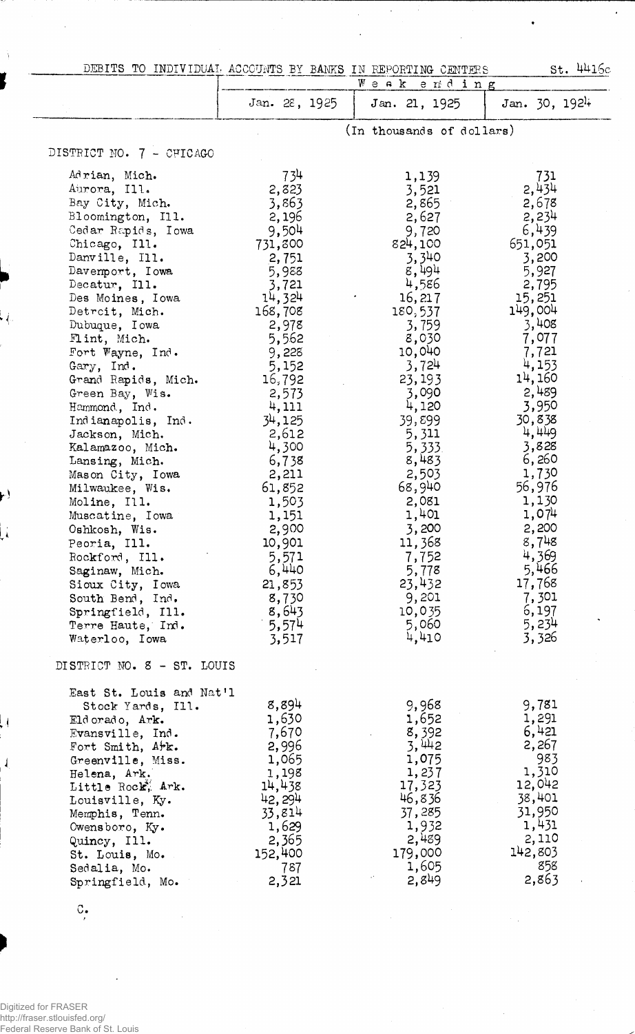DEBITS TO INDIVIDUAL ACCOUNTS BY BANKS IN REPORTING CENTERS St. 4416c

| | Week ending | | |
|---|---|---|---|
| | Jan. 28, 1925 | Jan. 21, 1925 | Jan. 30, 1924 |
| | (In thousands of dollars) | | |
| **DISTRICT NO. 7 - CHICAGO** | | | |
| Adrian, Mich. | 734 | 1,139 | 731 |
| Aurora, Ill. | 2,823 | 3,521 | 2,434 |
| Bay City, Mich. | 3,863 | 2,865 | 2,678 |
| Bloomington, Ill. | 2,196 | 2,627 | 2,234 |
| Cedar Rapids, Iowa | 9,504 | 9,720 | 6,439 |
| Chicago, Ill. | 731,800 | 824,100 | 651,051 |
| Danville, Ill. | 2,751 | 3,340 | 3,200 |
| Davenport, Iowa | 5,988 | 8,494 | 5,927 |
| Decatur, Ill. | 3,721 | 4,586 | 2,795 |
| Des Moines, Iowa | 14,324 | 16,217 | 15,251 |
| Detroit, Mich. | 168,708 | 180,537 | 149,004 |
| Dubuque, Iowa | 2,978 | 3,759 | 3,408 |
| Flint, Mich. | 5,562 | 8,030 | 7,077 |
| Fort Wayne, Ind. | 9,228 | 10,040 | 7,721 |
| Gary, Ind. | 5,152 | 3,724 | 4,153 |
| Grand Rapids, Mich. | 16,792 | 23,193 | 14,160 |
| Green Bay, Wis. | 2,573 | 3,090 | 2,489 |
| Hammond, Ind. | 4,111 | 4,120 | 3,950 |
| Indianapolis, Ind. | 34,125 | 39,899 | 30,838 |
| Jackson, Mich. | 2,612 | 5,311 | 4,449 |
| Kalamazoo, Mich. | 4,300 | 5,333 | 3,828 |
| Lansing, Mich. | 6,738 | 8,483 | 6,260 |
| Mason City, Iowa | 2,211 | 2,503 | 1,730 |
| Milwaukee, Wis. | 61,852 | 68,940 | 56,976 |
| Moline, Ill. | 1,503 | 2,081 | 1,130 |
| Muscatine, Iowa | 1,151 | 1,401 | 1,074 |
| Oshkosh, Wis. | 2,900 | 3,200 | 2,200 |
| Peoria, Ill. | 10,901 | 11,368 | 8,748 |
| Rockford, Ill. | 5,571 | 7,752 | 4,369 |
| Saginaw, Mich. | 6,440 | 5,778 | 5,466 |
| Sioux City, Iowa | 21,853 | 23,432 | 17,768 |
| South Bend, Ind. | 8,730 | 9,201 | 7,301 |
| Springfield, Ill. | 8,643 | 10,035 | 6,197 |
| Terre Haute, Ind. | 5,574 | 5,060 | 5,234 |
| Waterloo, Iowa | 3,517 | 4,410 | 3,326 |
| **DISTRICT NO. 8 - ST. LOUIS** | | | |
| East St. Louis and Nat'l Stock Yards, Ill. | 8,894 | 9,968 | 9,781 |
| Eldorado, Ark. | 1,630 | 1,652 | 1,291 |
| Evansville, Ind. | 7,670 | 8,392 | 6,421 |
| Fort Smith, Ark. | 2,996 | 3,442 | 2,267 |
| Greenville, Miss. | 1,065 | 1,075 | 983 |
| Helena, Ark. | 1,198 | 1,237 | 1,310 |
| Little Rock, Ark. | 14,438 | 17,323 | 12,042 |
| Louisville, Ky. | 42,294 | 46,836 | 38,401 |
| Memphis, Tenn. | 33,814 | 37,285 | 31,950 |
| Owensboro, Ky. | 1,629 | 1,932 | 1,431 |
| Quincy, Ill. | 2,365 | 2,489 | 2,110 |
| St. Louis, Mo. | 152,400 | 179,000 | 142,803 |
| Sedalia, Mo. | 787 | 1,605 | 858 |
| Springfield, Mo. | 2,321 | 2,849 | 2,863 |

C.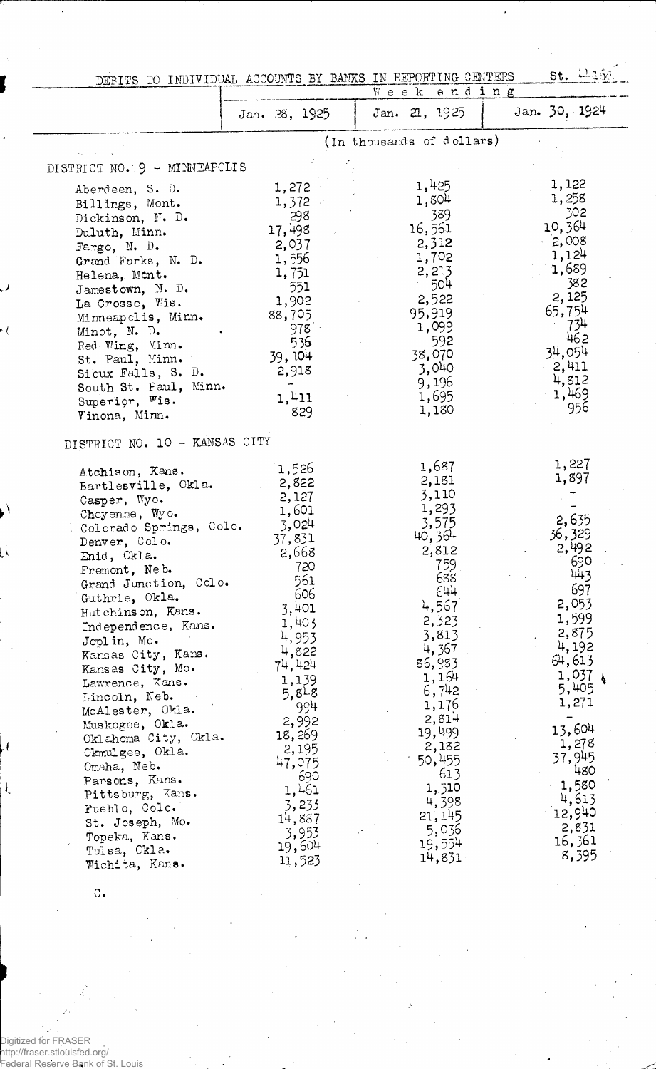DEBITS TO INDIVIDUAL ACCOUNTS BY BANKS IN REPORTING CENTERS St. 4415

| | Week ending | | |
|---|---|---|---|
| | Jan. 28, 1925 | Jan. 21, 1925 | Jan. 30, 1924 |
| | (In thousands of dollars) | | |
| **DISTRICT NO. 9 - MINNEAPOLIS** | | | |
| Aberdeen, S. D. | 1,272 | 1,425 | 1,122 |
| Billings, Mont. | 1,372 | 1,804 | 1,258 |
| Dickinson, N. D. | 298 | 369 | 302 |
| Duluth, Minn. | 17,498 | 16,561 | 10,364 |
| Fargo, N. D. | 2,037 | 2,312 | 2,008 |
| Grand Forks, N. D. | 1,556 | 1,702 | 1,124 |
| Helena, Mont. | 1,751 | 2,213 | 1,689 |
| Jamestown, N. D. | 551 | 504 | 382 |
| La Crosse, Wis. | 1,902 | 2,522 | 2,125 |
| Minneapolis, Minn. | 88,705 | 95,919 | 65,754 |
| Minot, N. D. | 978 | 1,099 | 734 |
| Red Wing, Minn. | 536 | 592 | 462 |
| St. Paul, Minn. | 39,104 | 38,070 | 34,054 |
| Sioux Falls, S. D. | 2,918 | 3,040 | 2,411 |
| South St. Paul, Minn. | - | 9,196 | 4,812 |
| Superior, Wis. | 1,411 | 1,695 | 1,469 |
| Winona, Minn. | 829 | 1,180 | 956 |
| **DISTRICT NO. 10 - KANSAS CITY** | | | |
| Atchison, Kans. | 1,526 | 1,687 | 1,227 |
| Bartlesville, Okla. | 2,822 | 2,181 | 1,897 |
| Casper, Wyo. | 2,127 | 3,110 | - |
| Cheyenne, Wyo. | 1,601 | 1,293 | - |
| Colorado Springs, Colo. | 3,024 | 3,575 | 2,635 |
| Denver, Colo. | 37,831 | 40,364 | 36,329 |
| Enid, Okla. | 2,668 | 2,812 | 2,492 |
| Fremont, Neb. | 720 | 759 | 690 |
| Grand Junction, Colo. | 561 | 688 | 443 |
| Guthrie, Okla. | 606 | 644 | 697 |
| Hutchinson, Kans. | 3,401 | 4,567 | 2,053 |
| Independence, Kans. | 1,403 | 2,323 | 1,599 |
| Joplin, Mo. | 4,953 | 3,813 | 2,875 |
| Kansas City, Kans. | 4,822 | 4,367 | 4,192 |
| Kansas City, Mo. | 74,424 | 86,933 | 64,613 |
| Lawrence, Kans. | 1,139 | 1,164 | 1,037 |
| Lincoln, Neb. | 5,848 | 6,742 | 5,405 |
| McAlester, Okla. | 994 | 1,176 | 1,271 |
| Muskogee, Okla. | 2,992 | 2,814 | - |
| Oklahoma City, Okla. | 18,269 | 19,499 | 13,604 |
| Okmulgee, Okla. | 2,195 | 2,182 | 1,278 |
| Omaha, Neb. | 47,075 | 50,455 | 37,945 |
| Parsons, Kans. | 690 | 613 | 480 |
| Pittsburg, Kans. | 1,461 | 1,310 | 1,580 |
| Pueblo, Colo. | 3,233 | 4,398 | 4,613 |
| St. Joseph, Mo. | 14,887 | 21,145 | 12,940 |
| Topeka, Kans. | 3,953 | 5,036 | 2,831 |
| Tulsa, Okla. | 19,604 | 19,554 | 16,361 |
| Wichita, Kans. | 11,523 | 14,831 | 8,395 |

C.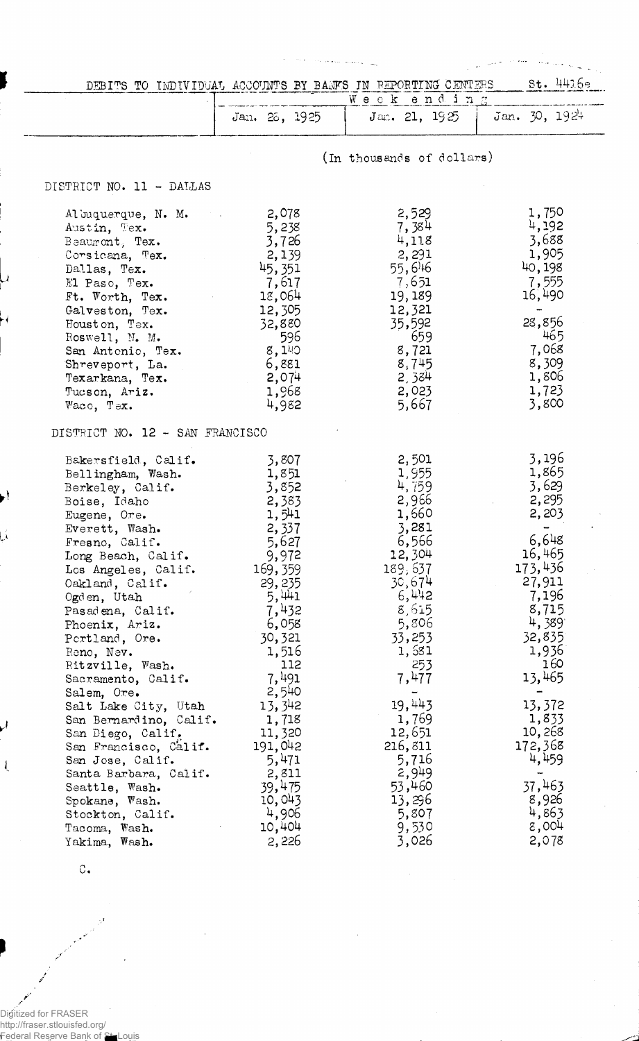DEBITS TO INDIVIDUAL ACCOUNTS BY BANKS IN REPORTING CENTERS St. 4416e

| | Week ending | | |
|---|---|---|---|
| | Jan. 28, 1925 | Jan. 21, 1925 | Jan. 30, 1924 |
| | (In thousands of dollars) | | |
| **DISTRICT NO. 11 - DALLAS** | | | |
| Albuquerque, N. M. | 2,078 | 2,529 | 1,750 |
| Austin, Tex. | 5,238 | 7,384 | 4,192 |
| Beaumont, Tex. | 3,726 | 4,118 | 3,688 |
| Corsicana, Tex. | 2,139 | 2,291 | 1,905 |
| Dallas, Tex. | 45,351 | 55,646 | 40,198 |
| El Paso, Tex. | 7,617 | 7,651 | 7,555 |
| Ft. Worth, Tex. | 18,064 | 19,189 | 16,490 |
| Galveston, Tex. | 12,305 | 12,321 | - |
| Houston, Tex. | 32,880 | 35,592 | 28,856 |
| Roswell, N. M. | 596 | 659 | 465 |
| San Antonio, Tex. | 8,140 | 8,721 | 7,068 |
| Shreveport, La. | 6,881 | 8,745 | 8,309 |
| Texarkana, Tex. | 2,074 | 2,384 | 1,806 |
| Tucson, Ariz. | 1,968 | 2,023 | 1,723 |
| Waco, Tex. | 4,982 | 5,667 | 3,800 |
| **DISTRICT NO. 12 - SAN FRANCISCO** | | | |
| Bakersfield, Calif. | 3,807 | 2,501 | 3,196 |
| Bellingham, Wash. | 1,851 | 1,955 | 1,865 |
| Berkeley, Calif. | 3,852 | 4,759 | 3,629 |
| Boise, Idaho | 2,383 | 2,966 | 2,295 |
| Eugene, Ore. | 1,541 | 1,660 | 2,203 |
| Everett, Wash. | 2,337 | 3,281 | - |
| Fresno, Calif. | 5,627 | 6,566 | 6,648 |
| Long Beach, Calif. | 9,972 | 12,304 | 16,465 |
| Los Angeles, Calif. | 169,359 | 189,637 | 173,436 |
| Oakland, Calif. | 29,235 | 30,674 | 27,911 |
| Ogden, Utah | 5,441 | 6,442 | 7,196 |
| Pasadena, Calif. | 7,432 | 8,615 | 8,715 |
| Phoenix, Ariz. | 6,058 | 5,806 | 4,389 |
| Portland, Ore. | 30,321 | 33,253 | 32,835 |
| Reno, Nev. | 1,516 | 1,681 | 1,936 |
| Ritzville, Wash. | 112 | 253 | 160 |
| Sacramento, Calif. | 7,491 | 7,477 | 13,465 |
| Salem, Ore. | 2,540 | - | - |
| Salt Lake City, Utah | 13,342 | 19,443 | 13,372 |
| San Bernardino, Calif. | 1,718 | 1,769 | 1,833 |
| San Diego, Calif. | 11,320 | 12,651 | 10,268 |
| San Francisco, Calif. | 191,042 | 216,811 | 172,368 |
| San Jose, Calif. | 5,471 | 5,716 | 4,459 |
| Santa Barbara, Calif. | 2,811 | 2,949 | - |
| Seattle, Wash. | 39,475 | 53,460 | 37,463 |
| Spokane, Wash. | 10,043 | 13,296 | 8,926 |
| Stockton, Calif. | 4,906 | 5,807 | 4,863 |
| Tacoma, Wash. | 10,404 | 9,530 | 8,004 |
| Yakima, Wash. | 2,226 | 3,026 | 2,078 |

C.